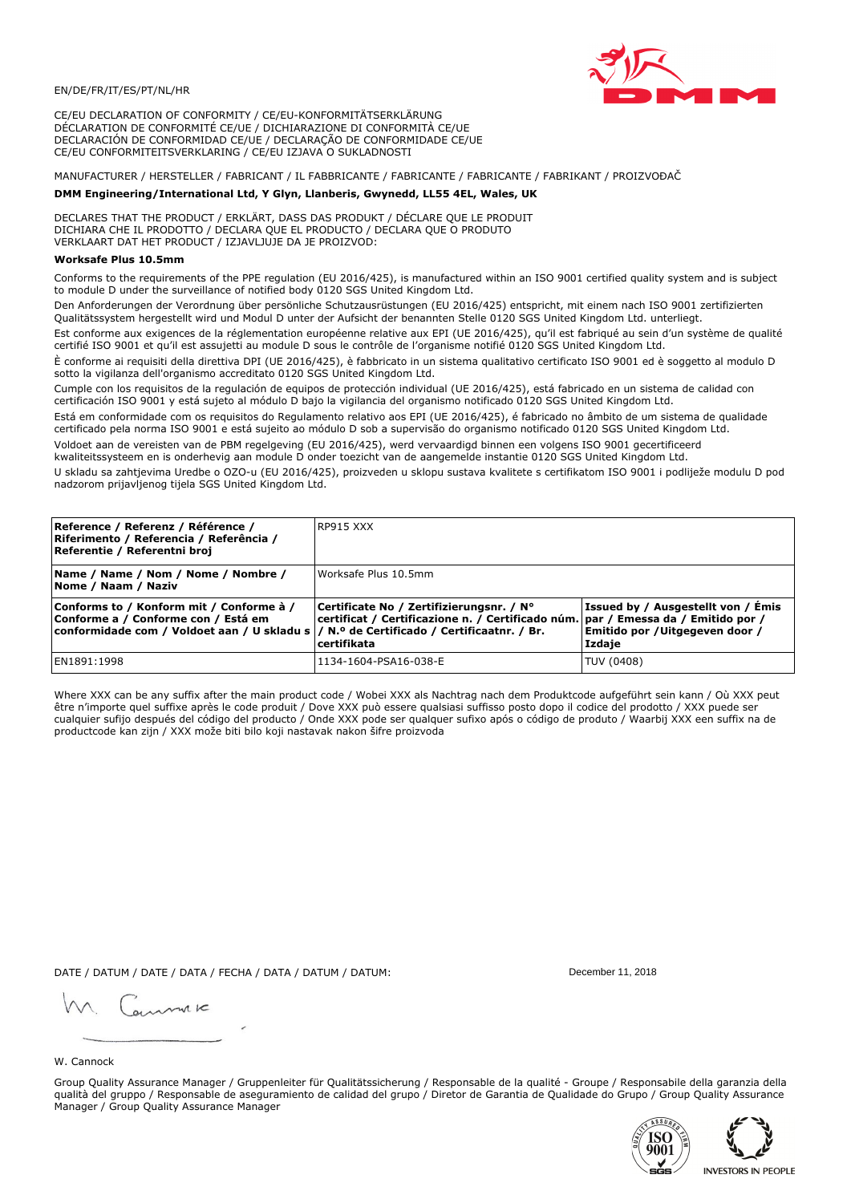EN/DE/FR/IT/ES/PT/NL/HR

CE/EU DECLARATION OF CONFORMITY / CE/EU-KONFORMITÄTSERKLÄRUNG
DÉCLARATION DE CONFORMITÉ CE/UE / DICHIARAZIONE DI CONFORMITÀ CE/UE
DECLARACIÓN DE CONFORMIDAD CE/UE / DECLARAÇÃO DE CONFORMIDADE CE/UE
CE/EU CONFORMITEITSVERKLARING / CE/EU IZJAVA O SUKLADNOSTI

MANUFACTURER / HERSTELLER / FABRICANT / IL FABBRICANTE / FABRICANTE / FABRICANTE / FABRIKANT / PROIZVOĐAČ

**DMM Engineering/International Ltd, Y Glyn, Llanberis, Gwynedd, LL55 4EL, Wales, UK**

DECLARES THAT THE PRODUCT / ERKLÄRT, DASS DAS PRODUKT / DÉCLARE QUE LE PRODUIT
DICHIARA CHE IL PRODOTTO / DECLARA QUE EL PRODUCTO / DECLARA QUE O PRODUTO
VERKLAART DAT HET PRODUCT / IZJAVLJUJE DA JE PROIZVOD:

**Worksafe Plus 10.5mm**

Conforms to the requirements of the PPE regulation (EU 2016/425), is manufactured within an ISO 9001 certified quality system and is subject to module D under the surveillance of notified body 0120 SGS United Kingdom Ltd.

Den Anforderungen der Verordnung über persönliche Schutzausrüstungen (EU 2016/425) entspricht, mit einem nach ISO 9001 zertifizierten Qualitätssystem hergestellt wird und Modul D unter der Aufsicht der benannten Stelle 0120 SGS United Kingdom Ltd. unterliegt.

Est conforme aux exigences de la réglementation européenne relative aux EPI (UE 2016/425), qu'il est fabriqué au sein d'un système de qualité certifié ISO 9001 et qu'il est assujetti au module D sous le contrôle de l'organisme notifié 0120 SGS United Kingdom Ltd.

È conforme ai requisiti della direttiva DPI (UE 2016/425), è fabbricato in un sistema qualitativo certificato ISO 9001 ed è soggetto al modulo D sotto la vigilanza dell'organismo accreditato 0120 SGS United Kingdom Ltd.

Cumple con los requisitos de la regulación de equipos de protección individual (UE 2016/425), está fabricado en un sistema de calidad con certificación ISO 9001 y está sujeto al módulo D bajo la vigilancia del organismo notificado 0120 SGS United Kingdom Ltd.

Está em conformidade com os requisitos do Regulamento relativo aos EPI (UE 2016/425), é fabricado no âmbito de um sistema de qualidade certificado pela norma ISO 9001 e está sujeito ao módulo D sob a supervisão do organismo notificado 0120 SGS United Kingdom Ltd.

Voldoet aan de vereisten van de PBM regelgeving (EU 2016/425), werd vervaardigd binnen een volgens ISO 9001 gecertificeerd kwaliteitssysteem en is onderhevig aan module D onder toezicht van de aangemelde instantie 0120 SGS United Kingdom Ltd.

U skladu sa zahtjevima Uredbe o OZO-u (EU 2016/425), proizveden u sklopu sustava kvalitete s certifikatom ISO 9001 i podliježe modulu D pod nadzorom prijavljenog tijela SGS United Kingdom Ltd.

| **Reference / Referenz / Référence / Riferimento / Referencia / Referência / Referentie / Referentni broj** | RP915 XXX | |
|---|---|---|
| **Name / Name / Nom / Nome / Nombre / Nome / Naam / Naziv** | Worksafe Plus 10.5mm | |
| **Conforms to / Konform mit / Conforme à / Conforme a / Conforme con / Está em conformidade com / Voldoet aan / U skladu s** | **Certificate No / Zertifizierungsnr. / N° certificat / Certificazione n. / Certificado núm. / N.º de Certificado / Certificaatnr. / Br. certifikata** | **Issued by / Ausgestellt von / Émis par / Emessa da / Emitido por / Emitido por /Uitgegeven door / Izdaje** |
| EN1891:1998 | 1134-1604-PSA16-038-E | TUV (0408) |

Where XXX can be any suffix after the main product code / Wobei XXX als Nachtrag nach dem Produktcode aufgeführt sein kann / Où XXX peut être n'importe quel suffixe après le code produit / Dove XXX può essere qualsiasi suffisso posto dopo il codice del prodotto / XXX puede ser cualquier sufijo después del código del producto / Onde XXX pode ser qualquer sufixo após o código de produto / Waarbij XXX een suffix na de productcode kan zijn / XXX može biti bilo koji nastavak nakon šifre proizvoda

DATE / DATUM / DATE / DATA / FECHA / DATA / DATUM / DATUM: December 11, 2018

W. Cannock

Group Quality Assurance Manager / Gruppenleiter für Qualitätssicherung / Responsable de la qualité - Groupe / Responsabile della garanzia della qualità del gruppo / Responsable de aseguramiento de calidad del grupo / Diretor de Garantia de Qualidade do Grupo / Group Quality Assurance Manager / Group Quality Assurance Manager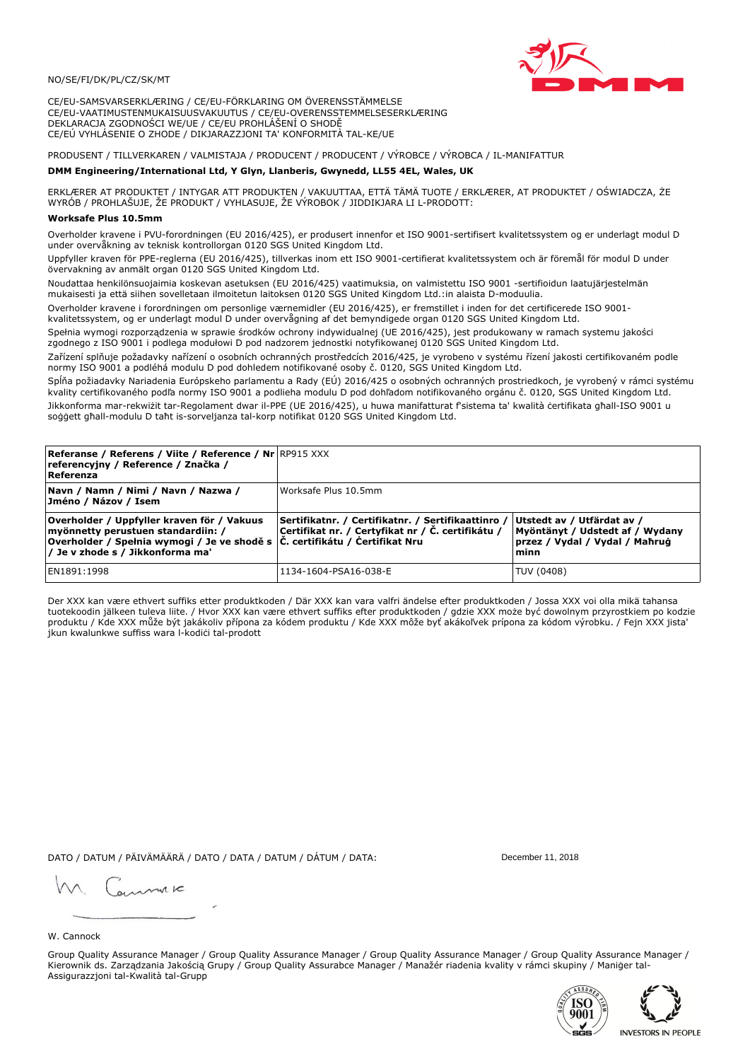NO/SE/FI/DK/PL/CZ/SK/MT

CE/EU-SAMSVARSERKLÆRING / CE/EU-FÖRKLARING OM ÖVERENSSTÄMMELSE
CE/EU-VAATIMUSTENMUKAISUUSVAKUUTUS / CE/EU-OVERENSSTEMMELSESERKLÆRING
DEKLARACJA ZGODNOŚCI WE/UE / CE/EU PROHLÁŠENÍ O SHODĚ
CE/EÚ VYHLÁSENIE O ZHODE / DIKJARAZZJONI TA' KONFORMITÀ TAL-KE/UE

PRODUSENT / TILLVERKAREN / VALMISTAJA / PRODUCENT / PRODUCENT / VÝROBCE / VÝROBCA / IL-MANIFATTUR

**DMM Engineering/International Ltd, Y Glyn, Llanberis, Gwynedd, LL55 4EL, Wales, UK**

ERKLÆRER AT PRODUKTET / INTYGAR ATT PRODUKTEN / VAKUUTTAA, ETTÄ TÄMÄ TUOTE / ERKLÆRER, AT PRODUKTET / OŚWIADCZA, ŻE WYRÓB / PROHLAŠUJE, ŽE PRODUKT / VYHLASUJE, ŽE VÝROBOK / JIDDIKJARA LI L-PRODOTT:

**Worksafe Plus 10.5mm**

Overholder kravene i PVU-forordningen (EU 2016/425), er produsert innenfor et ISO 9001-sertifisert kvalitetssystem og er underlagt modul D under overvåkning av teknisk kontrollorgan 0120 SGS United Kingdom Ltd.

Uppfyller kraven för PPE-reglerna (EU 2016/425), tillverkas inom ett ISO 9001-certifierat kvalitetssystem och är föremål för modul D under övervakning av anmält organ 0120 SGS United Kingdom Ltd.

Noudattaa henkilönsuojaimia koskevan asetuksen (EU 2016/425) vaatimuksia, on valmistettu ISO 9001 -sertifioidun laatujärjestelmän mukaisesti ja että siihen sovelletaan ilmoitetun laitoksen 0120 SGS United Kingdom Ltd.:in alaista D-moduulia.

Overholder kravene i forordningen om personlige værnemidler (EU 2016/425), er fremstillet i inden for det certificerede ISO 9001-kvalitetssystem, og er underlagt modul D under overvågning af det bemyndigede organ 0120 SGS United Kingdom Ltd.

Spełnia wymogi rozporządzenia w sprawie środków ochrony indywidualnej (UE 2016/425), jest produkowany w ramach systemu jakości zgodnego z ISO 9001 i podlega modułowi D pod nadzorem jednostki notyfikowanej 0120 SGS United Kingdom Ltd.

Zařízení splňuje požadavky nařízení o osobních ochranných prostředcích 2016/425, je vyrobeno v systému řízení jakosti certifikovaném podle normy ISO 9001 a podléhá modulu D pod dohledem notifikované osoby č. 0120, SGS United Kingdom Ltd.

Spĺňa požiadavky Nariadenia Európskeho parlamentu a Rady (EÚ) 2016/425 o osobných ochranných prostriedkoch, je vyrobený v rámci systému kvality certifikovaného podľa normy ISO 9001 a podlieha modulu D pod dohľadom notifikovaného orgánu č. 0120, SGS United Kingdom Ltd.

Jikkonforma mar-rekwiżit tar-Regolament dwar il-PPE (UE 2016/425), u huwa manifatturat f'sistema ta' kwalità ċertifikata għall-ISO 9001 u soġġett għall-modulu D taħt is-sorveljanza tal-korp notifikat 0120 SGS United Kingdom Ltd.

| **Referanse / Referens / Viite / Reference / Nr referencyjny / Reference / Značka / Referenza** | RP915 XXX | |
|---|---|---|
| **Navn / Namn / Nimi / Navn / Nazwa / Jméno / Názov / Isem** | Worksafe Plus 10.5mm | |
| **Overholder / Uppfyller kraven för / Vakuus myönnetty perustuen standardiin: / Overholder / Spełnia wymogi / Je ve shodě s / Je v zhode s / Jikkonforma ma'** | **Sertifikatnr. / Certifikatnr. / Sertifikaattinro / Certifikat nr. / Certyfikat nr / Č. certifikátu / Č. certifikátu / Ċertifikat Nru** | **Utstedt av / Utfärdat av / Myöntänyt / Udstedt af / Wydany przez / Vydal / Vydal / Maħruġ minn** |
| EN1891:1998 | 1134-1604-PSA16-038-E | TUV (0408) |

Der XXX kan være ethvert suffiks etter produktkoden / Där XXX kan vara valfri ändelse efter produktkoden / Jossa XXX voi olla mikä tahansa tuotekoodin jälkeen tuleva liite. / Hvor XXX kan være ethvert suffiks efter produktkoden / gdzie XXX może być dowolnym przyrostkiem po kodzie produktu / Kde XXX může být jakákoliv přípona za kódem produktu / Kde XXX môže byť akákoľvek prípona za kódom výrobku. / Fejn XXX jista' jkun kwalunkwe suffiss wara l-kodiċi tal-prodott

DATO / DATUM / PÄIVÄMÄÄRÄ / DATO / DATA / DATUM / DÁTUM / DATA: December 11, 2018

W. Cannock

Group Quality Assurance Manager / Group Quality Assurance Manager / Group Quality Assurance Manager / Group Quality Assurance Manager / Kierownik ds. Zarządzania Jakością Grupy / Group Quality Assurabce Manager / Manažér riadenia kvality v rámci skupiny / Maniġer tal-Assigurazzjoni tal-Kwalità tal-Grupp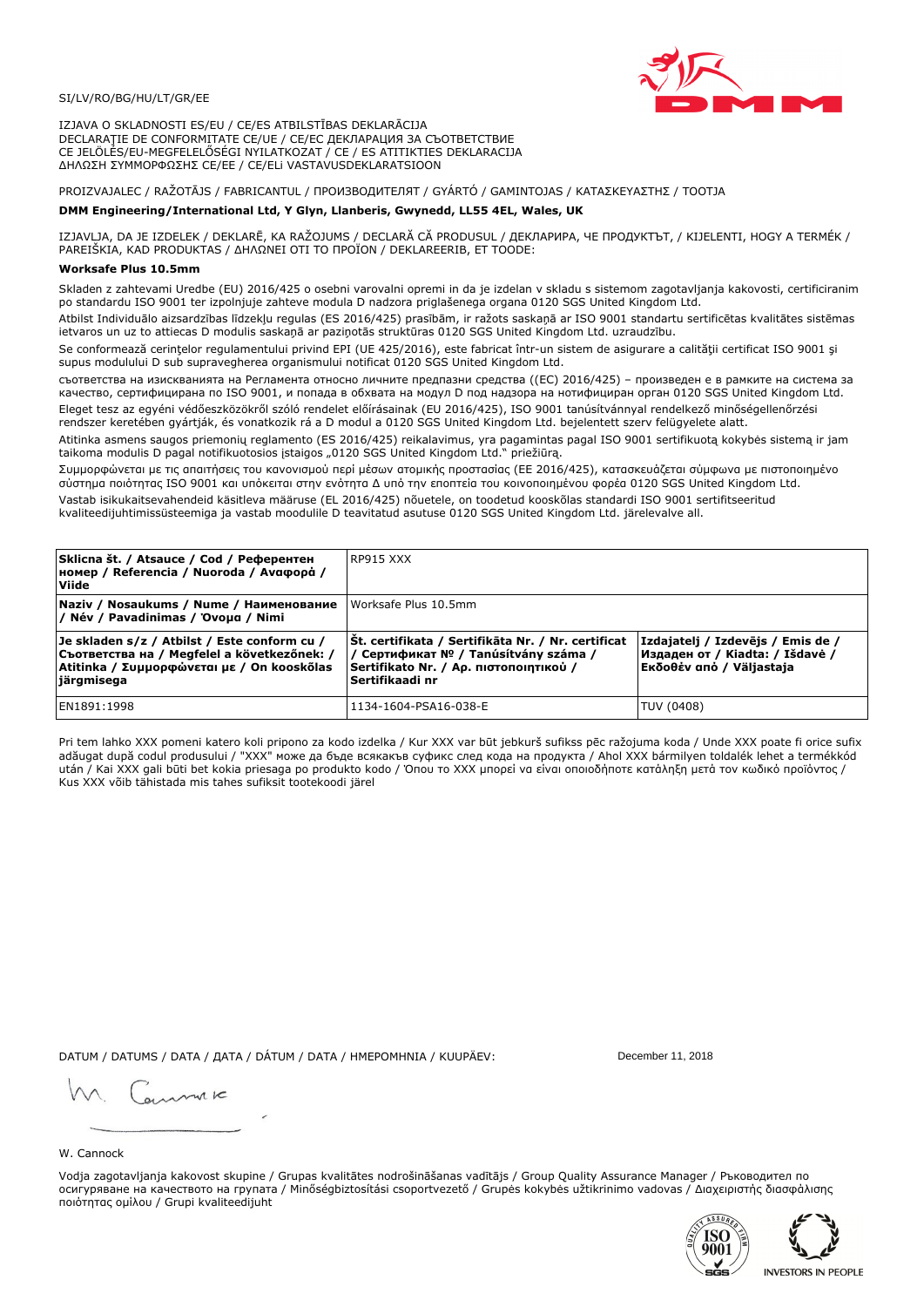SI/LV/RO/BG/HU/LT/GR/EE

IZJAVA O SKLADNOSTI ES/EU / CE/ES ATBILSTĪBAS DEKLARĀCIJA
DECLARAȚIE DE CONFORMITATE CE/UE / CE/ЕС ДЕКЛАРАЦИЯ ЗА СЪОТВЕТСТВИЕ
CE JELÖLÉS/EU-MEGFELELŐSÉGI NYILATKOZAT / CE / ES ATITIKTIES DEKLARACIJA
ΔΗΛΩΣΗ ΣΥΜΜΟΡΦΩΣΗΣ CE/EE / CE/ELi VASTAVUSDEKLARATSIOON

PROIZVAJALEC / RAŽOTĀJS / FABRICANTUL / ПРОИЗВОДИТЕЛЯТ / GYÁRTÓ / GAMINTOJAS / ΚΑΤΑΣΚΕΥΑΣΤΗΣ / TOOTJA

**DMM Engineering/International Ltd, Y Glyn, Llanberis, Gwynedd, LL55 4EL, Wales, UK**

IZJAVLJA, DA JE IZDELEK / DEKLARĒ, KA RAŽOJUMS / DECLARĂ CĂ PRODUSUL / ДЕКЛАРИРА, ЧЕ ПРОДУКТЪТ, / KIJELENTI, HOGY A TERMÉK / PAREIŠKIA, KAD PRODUKTAS / ΔΗΛΩΝΕΙ ΟΤΙ ΤΟ ΠΡΟΪΟΝ / DEKLAREERIB, ET TOODE:

**Worksafe Plus 10.5mm**

Skladen z zahtevami Uredbe (EU) 2016/425 o osebni varovalni opremi in da je izdelan v skladu s sistemom zagotavljanja kakovosti, certificiranim po standardu ISO 9001 ter izpolnjuje zahteve modula D nadzora priglašenega organa 0120 SGS United Kingdom Ltd.

Atbilst Individuālo aizsardzības līdzekļu regulas (ES 2016/425) prasībām, ir ražots saskaņā ar ISO 9001 standartu sertificētas kvalitātes sistēmas ietvaros un uz to attiecas D modulis saskaņā ar paziņotās struktūras 0120 SGS United Kingdom Ltd. uzraudzību.

Se conformează cerințelor regulamentului privind EPI (UE 425/2016), este fabricat într-un sistem de asigurare a calității certificat ISO 9001 și supus modulului D sub supravegherea organismului notificat 0120 SGS United Kingdom Ltd.

съответства на изискванията на Регламента относно личните предпазни средства ((EC) 2016/425) – произведен е в рамките на система за качество, сертифицирана по ISO 9001, и попада в обхвата на модул D под надзора на нотифициран орган 0120 SGS United Kingdom Ltd.

Eleget tesz az egyéni védőeszközökről szóló rendelet előírásainak (EU 2016/425), ISO 9001 tanúsítvánnyal rendelkező minőségellenőrzési rendszer keretében gyártják, és vonatkozik rá a D modul a 0120 SGS United Kingdom Ltd. bejelentett szerv felügyelete alatt.

Atitinka asmens saugos priemonių reglamento (ES 2016/425) reikalavimus, yra pagamintas pagal ISO 9001 sertifikuotą kokybės sistemą ir jam taikoma modulis D pagal notifikuotosios įstaigos „0120 SGS United Kingdom Ltd." priežiūrą.

Συμμορφώνεται με τις απαιτήσεις του κανονισμού περί μέσων ατομικής προστασίας (ΕΕ 2016/425), κατασκευάζεται σύμφωνα με πιστοποιημένο σύστημα ποιότητας ISO 9001 και υπόκειται στην ενότητα Δ υπό την εποπτεία του κοινοποιημένου φορέα 0120 SGS United Kingdom Ltd.

Vastab isikukaitsevahendeid käsitleva määruse (EL 2016/425) nõuetele, on toodetud kooskõlas standardi ISO 9001 sertifitseeritud kvaliteedijuhtimissüsteemiga ja vastab moodulile D teavitatud asutuse 0120 SGS United Kingdom Ltd. järelevalve all.

| | | |
|---|---|---|
| **Sklicna št. / Atsauce / Cod / Референтен номер / Referencia / Nuoroda / Αναφορά / Viide** | RP915 XXX | |
| **Naziv / Nosaukums / Nume / Наименование / Név / Pavadinimas / Όνομα / Nimi** | Worksafe Plus 10.5mm | |
| **Je skladen s/z / Atbilst / Este conform cu / Съответства на / Megfelel a következőnek: / Atitinka / Συμμορφώνεται με / On kooskõlas järgmisega** | **Št. certifikata / Sertifikāta Nr. / Nr. certificat / Сертификат № / Tanúsítvány száma / Sertifikato Nr. / Αρ. πιστοποιητικού / Sertifikaadi nr** | **Izdajatelj / Izdevējs / Emis de / Издаден от / Kiadta: / Išdavė / Εκδοθέν από / Väljastaja** |
| EN1891:1998 | 1134-1604-PSA16-038-E | TUV (0408) |

Pri tem lahko XXX pomeni katero koli pripono za kodo izdelka / Kur XXX var būt jebkurš sufikss pēc ražojuma koda / Unde XXX poate fi orice sufix adăugat după codul produsului / "XXX" може да бъде всякакъв суфикс след кода на продукта / Ahol XXX bármilyen toldalék lehet a termékkód után / Kai XXX gali būti bet kokia priesaga po produkto kodo / Όπου το XXX μπορεί να είναι οποιοδήποτε κατάληξη μετά τον κωδικό προϊόντος / Kus XXX võib tähistada mis tahes sufiksit tootekoodi järel

DATUM / DATUMS / DATA / ДАТА / DÁTUM / DATA / ΗΜΕΡΟΜΗΝΙΑ / KUUPÄEV:

December 11, 2018

W. Cannock

Vodja zagotavljanja kakovost skupine / Grupas kvalitātes nodrošināšanas vadītājs / Group Quality Assurance Manager / Ръководител по осигуряване на качеството на групата / Minőségbiztosítási csoportvezető / Grupės kokybės užtikrinimo vadovas / Διαχειριστής διασφάλισης ποιότητας ομίλου / Grupi kvaliteedijuht